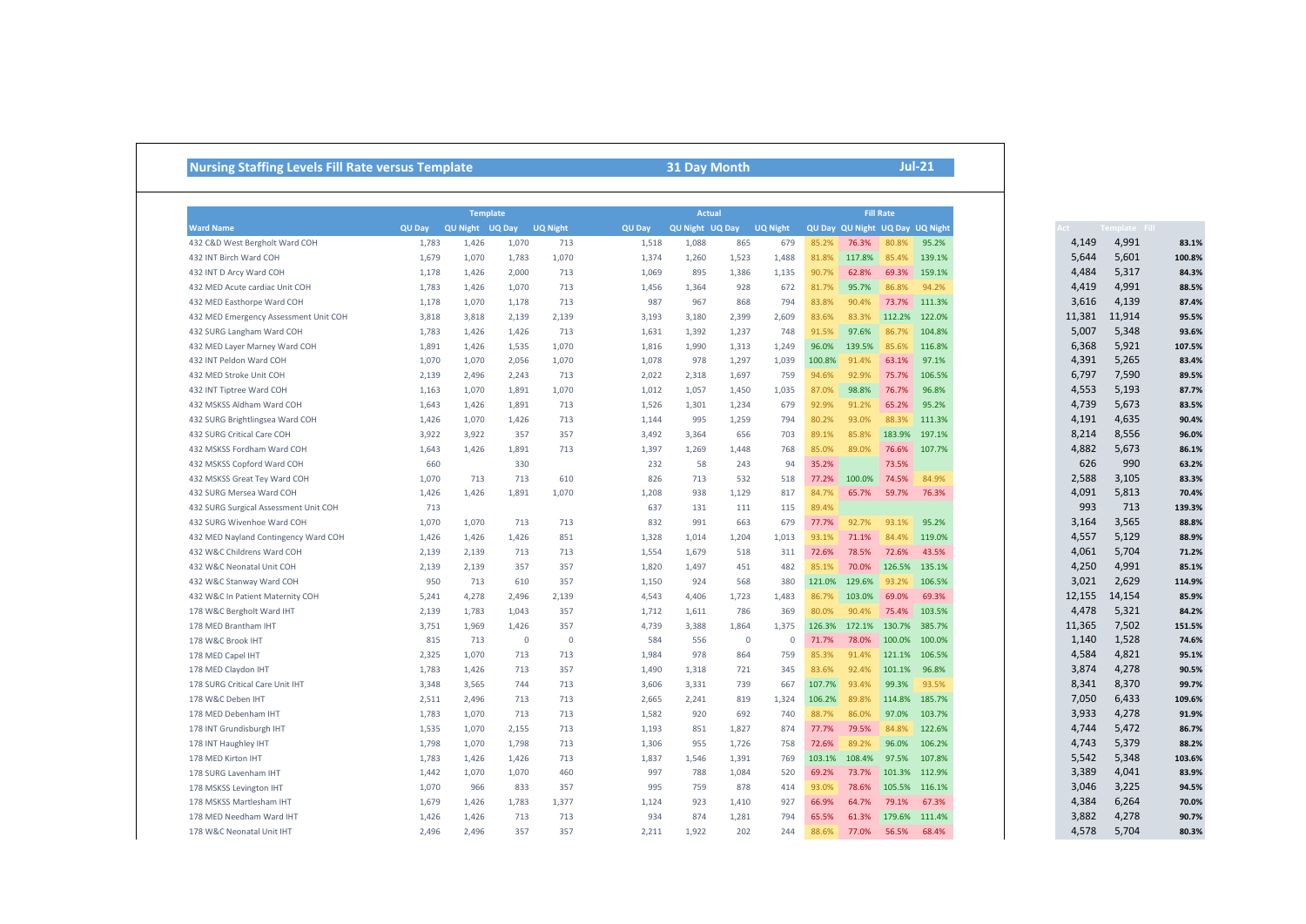## Nursing Staffing Levels Fill Rate versus Template

**31 Day Month** | **Jul-21**

| Ward Name | Template QU Day | Template QU Night | Template UQ Day | Template UQ Night | Actual QU Day | Actual QU Night | Actual UQ Day | Actual UQ Night | Fill Rate QU Day | Fill Rate QU Night | Fill Rate UQ Day | Fill Rate UQ Night | Act | Template | Fill |
|---|---|---|---|---|---|---|---|---|---|---|---|---|---|---|---|
| 432 C&D West Bergholt Ward COH | 1,783 | 1,426 | 1,070 | 713 | 1,518 | 1,088 | 865 | 679 | 85.2% | 76.3% | 80.8% | 95.2% | 4,149 | 4,991 | 83.1% |
| 432 INT Birch Ward COH | 1,679 | 1,070 | 1,783 | 1,070 | 1,374 | 1,260 | 1,523 | 1,488 | 81.8% | 117.8% | 85.4% | 139.1% | 5,644 | 5,601 | 100.8% |
| 432 INT D Arcy Ward COH | 1,178 | 1,426 | 2,000 | 713 | 1,069 | 895 | 1,386 | 1,135 | 90.7% | 62.8% | 69.3% | 159.1% | 4,484 | 5,317 | 84.3% |
| 432 MED Acute cardiac Unit COH | 1,783 | 1,426 | 1,070 | 713 | 1,456 | 1,364 | 928 | 672 | 81.7% | 95.7% | 86.8% | 94.2% | 4,419 | 4,991 | 88.5% |
| 432 MED Easthorpe Ward COH | 1,178 | 1,070 | 1,178 | 713 | 987 | 967 | 868 | 794 | 83.8% | 90.4% | 73.7% | 111.3% | 3,616 | 4,139 | 87.4% |
| 432 MED Emergency Assessment Unit COH | 3,818 | 3,818 | 2,139 | 2,139 | 3,193 | 3,180 | 2,399 | 2,609 | 83.6% | 83.3% | 112.2% | 122.0% | 11,381 | 11,914 | 95.5% |
| 432 SURG Langham Ward COH | 1,783 | 1,426 | 1,426 | 713 | 1,631 | 1,392 | 1,237 | 748 | 91.5% | 97.6% | 86.7% | 104.8% | 5,007 | 5,348 | 93.6% |
| 432 MED Layer Marney Ward COH | 1,891 | 1,426 | 1,535 | 1,070 | 1,816 | 1,990 | 1,313 | 1,249 | 96.0% | 139.5% | 85.6% | 116.8% | 6,368 | 5,921 | 107.5% |
| 432 INT Peldon Ward COH | 1,070 | 1,070 | 2,056 | 1,070 | 1,078 | 978 | 1,297 | 1,039 | 100.8% | 91.4% | 63.1% | 97.1% | 4,391 | 5,265 | 83.4% |
| 432 MED Stroke Unit COH | 2,139 | 2,496 | 2,243 | 713 | 2,022 | 2,318 | 1,697 | 759 | 94.6% | 92.9% | 75.7% | 106.5% | 6,797 | 7,590 | 89.5% |
| 432 INT Tiptree Ward COH | 1,163 | 1,070 | 1,891 | 1,070 | 1,012 | 1,057 | 1,450 | 1,035 | 87.0% | 98.8% | 76.7% | 96.8% | 4,553 | 5,193 | 87.7% |
| 432 MSKSS Aldham Ward COH | 1,643 | 1,426 | 1,891 | 713 | 1,526 | 1,301 | 1,234 | 679 | 92.9% | 91.2% | 65.2% | 95.2% | 4,739 | 5,673 | 83.5% |
| 432 SURG Brightlingsea Ward COH | 1,426 | 1,070 | 1,426 | 713 | 1,144 | 995 | 1,259 | 794 | 80.2% | 93.0% | 88.3% | 111.3% | 4,191 | 4,635 | 90.4% |
| 432 SURG Critical Care COH | 3,922 | 3,922 | 357 | 357 | 3,492 | 3,364 | 656 | 703 | 89.1% | 85.8% | 183.9% | 197.1% | 8,214 | 8,556 | 96.0% |
| 432 MSKSS Fordham Ward COH | 1,643 | 1,426 | 1,891 | 713 | 1,397 | 1,269 | 1,448 | 768 | 85.0% | 89.0% | 76.6% | 107.7% | 4,882 | 5,673 | 86.1% |
| 432 MSKSS Copford Ward COH | 660 | | 330 | | 232 | 58 | 243 | 94 | 35.2% | | 73.5% | | 626 | 990 | 63.2% |
| 432 MSKSS Great Tey Ward COH | 1,070 | 713 | 713 | 610 | 826 | 713 | 532 | 518 | 77.2% | 100.0% | 74.5% | 84.9% | 2,588 | 3,105 | 83.3% |
| 432 SURG Mersea Ward COH | 1,426 | 1,426 | 1,891 | 1,070 | 1,208 | 938 | 1,129 | 817 | 84.7% | 65.7% | 59.7% | 76.3% | 4,091 | 5,813 | 70.4% |
| 432 SURG Surgical Assessment Unit COH | 713 | | | | 637 | 131 | 111 | 115 | 89.4% | | | | 993 | 713 | 139.3% |
| 432 SURG Wivenhoe Ward COH | 1,070 | 1,070 | 713 | 713 | 832 | 991 | 663 | 679 | 77.7% | 92.7% | 93.1% | 95.2% | 3,164 | 3,565 | 88.8% |
| 432 MED Nayland Contingency Ward COH | 1,426 | 1,426 | 1,426 | 851 | 1,328 | 1,014 | 1,204 | 1,013 | 93.1% | 71.1% | 84.4% | 119.0% | 4,557 | 5,129 | 88.9% |
| 432 W&C Childrens Ward COH | 2,139 | 2,139 | 713 | 713 | 1,554 | 1,679 | 518 | 311 | 72.6% | 78.5% | 72.6% | 43.5% | 4,061 | 5,704 | 71.2% |
| 432 W&C Neonatal Unit COH | 2,139 | 2,139 | 357 | 357 | 1,820 | 1,497 | 451 | 482 | 85.1% | 70.0% | 126.5% | 135.1% | 4,250 | 4,991 | 85.1% |
| 432 W&C Stanway Ward COH | 950 | 713 | 610 | 357 | 1,150 | 924 | 568 | 380 | 121.0% | 129.6% | 93.2% | 106.5% | 3,021 | 2,629 | 114.9% |
| 432 W&C In Patient Maternity COH | 5,241 | 4,278 | 2,496 | 2,139 | 4,543 | 4,406 | 1,723 | 1,483 | 86.7% | 103.0% | 69.0% | 69.3% | 12,155 | 14,154 | 85.9% |
| 178 W&C Bergholt Ward IHT | 2,139 | 1,783 | 1,043 | 357 | 1,712 | 1,611 | 786 | 369 | 80.0% | 90.4% | 75.4% | 103.5% | 4,478 | 5,321 | 84.2% |
| 178 MED Brantham IHT | 3,751 | 1,969 | 1,426 | 357 | 4,739 | 3,388 | 1,864 | 1,375 | 126.3% | 172.1% | 130.7% | 385.7% | 11,365 | 7,502 | 151.5% |
| 178 W&C Brook IHT | 815 | 713 | 0 | 0 | 584 | 556 | 0 | 0 | 71.7% | 78.0% | 100.0% | 100.0% | 1,140 | 1,528 | 74.6% |
| 178 MED Capel IHT | 2,325 | 1,070 | 713 | 713 | 1,984 | 978 | 864 | 759 | 85.3% | 91.4% | 121.1% | 106.5% | 4,584 | 4,821 | 95.1% |
| 178 MED Claydon IHT | 1,783 | 1,426 | 713 | 357 | 1,490 | 1,318 | 721 | 345 | 83.6% | 92.4% | 101.1% | 96.8% | 3,874 | 4,278 | 90.5% |
| 178 SURG Critical Care Unit IHT | 3,348 | 3,565 | 744 | 713 | 3,606 | 3,331 | 739 | 667 | 107.7% | 93.4% | 99.3% | 93.5% | 8,341 | 8,370 | 99.7% |
| 178 W&C Deben IHT | 2,511 | 2,496 | 713 | 713 | 2,665 | 2,241 | 819 | 1,324 | 106.2% | 89.8% | 114.8% | 185.7% | 7,050 | 6,433 | 109.6% |
| 178 MED Debenham IHT | 1,783 | 1,070 | 713 | 713 | 1,582 | 920 | 692 | 740 | 88.7% | 86.0% | 97.0% | 103.7% | 3,933 | 4,278 | 91.9% |
| 178 INT Grundisburgh IHT | 1,535 | 1,070 | 2,155 | 713 | 1,193 | 851 | 1,827 | 874 | 77.7% | 79.5% | 84.8% | 122.6% | 4,744 | 5,472 | 86.7% |
| 178 INT Haughley IHT | 1,798 | 1,070 | 1,798 | 713 | 1,306 | 955 | 1,726 | 758 | 72.6% | 89.2% | 96.0% | 106.2% | 4,743 | 5,379 | 88.2% |
| 178 MED Kirton IHT | 1,783 | 1,426 | 1,426 | 713 | 1,837 | 1,546 | 1,391 | 769 | 103.1% | 108.4% | 97.5% | 107.8% | 5,542 | 5,348 | 103.6% |
| 178 SURG Lavenham IHT | 1,442 | 1,070 | 1,070 | 460 | 997 | 788 | 1,084 | 520 | 69.2% | 73.7% | 101.3% | 112.9% | 3,389 | 4,041 | 83.9% |
| 178 MSKSS Levington IHT | 1,070 | 966 | 833 | 357 | 995 | 759 | 878 | 414 | 93.0% | 78.6% | 105.5% | 116.1% | 3,046 | 3,225 | 94.5% |
| 178 MSKSS Martlesham IHT | 1,679 | 1,426 | 1,783 | 1,377 | 1,124 | 923 | 1,410 | 927 | 66.9% | 64.7% | 79.1% | 67.3% | 4,384 | 6,264 | 70.0% |
| 178 MED Needham Ward IHT | 1,426 | 1,426 | 713 | 713 | 934 | 874 | 1,281 | 794 | 65.5% | 61.3% | 179.6% | 111.4% | 3,882 | 4,278 | 90.7% |
| 178 W&C Neonatal Unit IHT | 2,496 | 2,496 | 357 | 357 | 2,211 | 1,922 | 202 | 244 | 88.6% | 77.0% | 56.5% | 68.4% | 4,578 | 5,704 | 80.3% |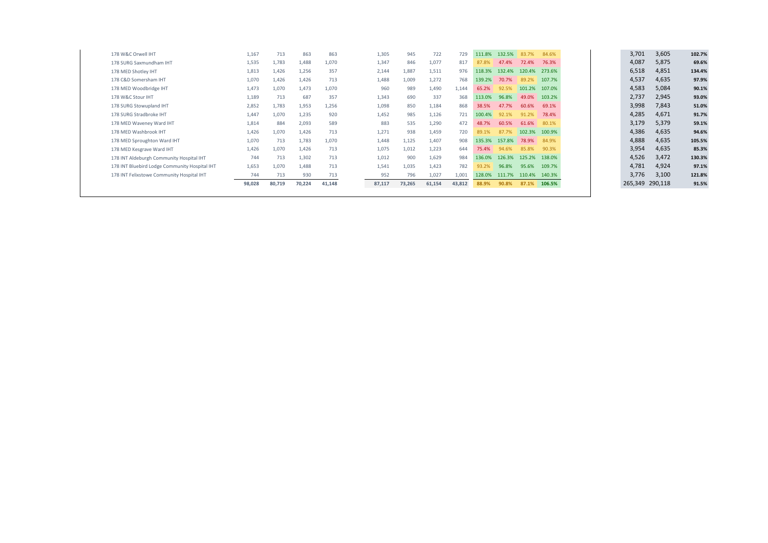| | | | | | | | | | | | | | | | |
|---|---|---|---|---|---|---|---|---|---|---|---|---|---|---|---|
| 178 W&C Orwell IHT | 1,167 | 713 | 863 | 863 | 1,305 | 945 | 722 | 729 | 111.8% | 132.5% | 83.7% | 84.6% | 3,701 | 3,605 | 102.7% |
| 178 SURG Saxmundham IHT | 1,535 | 1,783 | 1,488 | 1,070 | 1,347 | 846 | 1,077 | 817 | 87.8% | 47.4% | 72.4% | 76.3% | 4,087 | 5,875 | 69.6% |
| 178 MED Shotley IHT | 1,813 | 1,426 | 1,256 | 357 | 2,144 | 1,887 | 1,511 | 976 | 118.3% | 132.4% | 120.4% | 273.6% | 6,518 | 4,851 | 134.4% |
| 178 C&D Somersham IHT | 1,070 | 1,426 | 1,426 | 713 | 1,488 | 1,009 | 1,272 | 768 | 139.2% | 70.7% | 89.2% | 107.7% | 4,537 | 4,635 | 97.9% |
| 178 MED Woodbridge IHT | 1,473 | 1,070 | 1,473 | 1,070 | 960 | 989 | 1,490 | 1,144 | 65.2% | 92.5% | 101.2% | 107.0% | 4,583 | 5,084 | 90.1% |
| 178 W&C Stour IHT | 1,189 | 713 | 687 | 357 | 1,343 | 690 | 337 | 368 | 113.0% | 96.8% | 49.0% | 103.2% | 2,737 | 2,945 | 93.0% |
| 178 SURG Stowupland IHT | 2,852 | 1,783 | 1,953 | 1,256 | 1,098 | 850 | 1,184 | 868 | 38.5% | 47.7% | 60.6% | 69.1% | 3,998 | 7,843 | 51.0% |
| 178 SURG Stradbroke IHT | 1,447 | 1,070 | 1,235 | 920 | 1,452 | 985 | 1,126 | 721 | 100.4% | 92.1% | 91.2% | 78.4% | 4,285 | 4,671 | 91.7% |
| 178 MED Waveney Ward IHT | 1,814 | 884 | 2,093 | 589 | 883 | 535 | 1,290 | 472 | 48.7% | 60.5% | 61.6% | 80.1% | 3,179 | 5,379 | 59.1% |
| 178 MED Washbrook IHT | 1,426 | 1,070 | 1,426 | 713 | 1,271 | 938 | 1,459 | 720 | 89.1% | 87.7% | 102.3% | 100.9% | 4,386 | 4,635 | 94.6% |
| 178 MED Sproughton Ward IHT | 1,070 | 713 | 1,783 | 1,070 | 1,448 | 1,125 | 1,407 | 908 | 135.3% | 157.8% | 78.9% | 84.9% | 4,888 | 4,635 | 105.5% |
| 178 MED Kesgrave Ward IHT | 1,426 | 1,070 | 1,426 | 713 | 1,075 | 1,012 | 1,223 | 644 | 75.4% | 94.6% | 85.8% | 90.3% | 3,954 | 4,635 | 85.3% |
| 178 INT Aldeburgh Community Hospital IHT | 744 | 713 | 1,302 | 713 | 1,012 | 900 | 1,629 | 984 | 136.0% | 126.3% | 125.2% | 138.0% | 4,526 | 3,472 | 130.3% |
| 178 INT Bluebird Lodge Community Hospital IHT | 1,653 | 1,070 | 1,488 | 713 | 1,541 | 1,035 | 1,423 | 782 | 93.2% | 96.8% | 95.6% | 109.7% | 4,781 | 4,924 | 97.1% |
| 178 INT Felixstowe Community Hospital IHT | 744 | 713 | 930 | 713 | 952 | 796 | 1,027 | 1,001 | 128.0% | 111.7% | 110.4% | 140.3% | 3,776 | 3,100 | 121.8% |
| | **98,028** | **80,719** | **70,224** | **41,148** | **87,117** | **73,265** | **61,154** | **43,812** | **88.9%** | **90.8%** | **87.1%** | **106.5%** | 265,349 | 290,118 | **91.5%** |